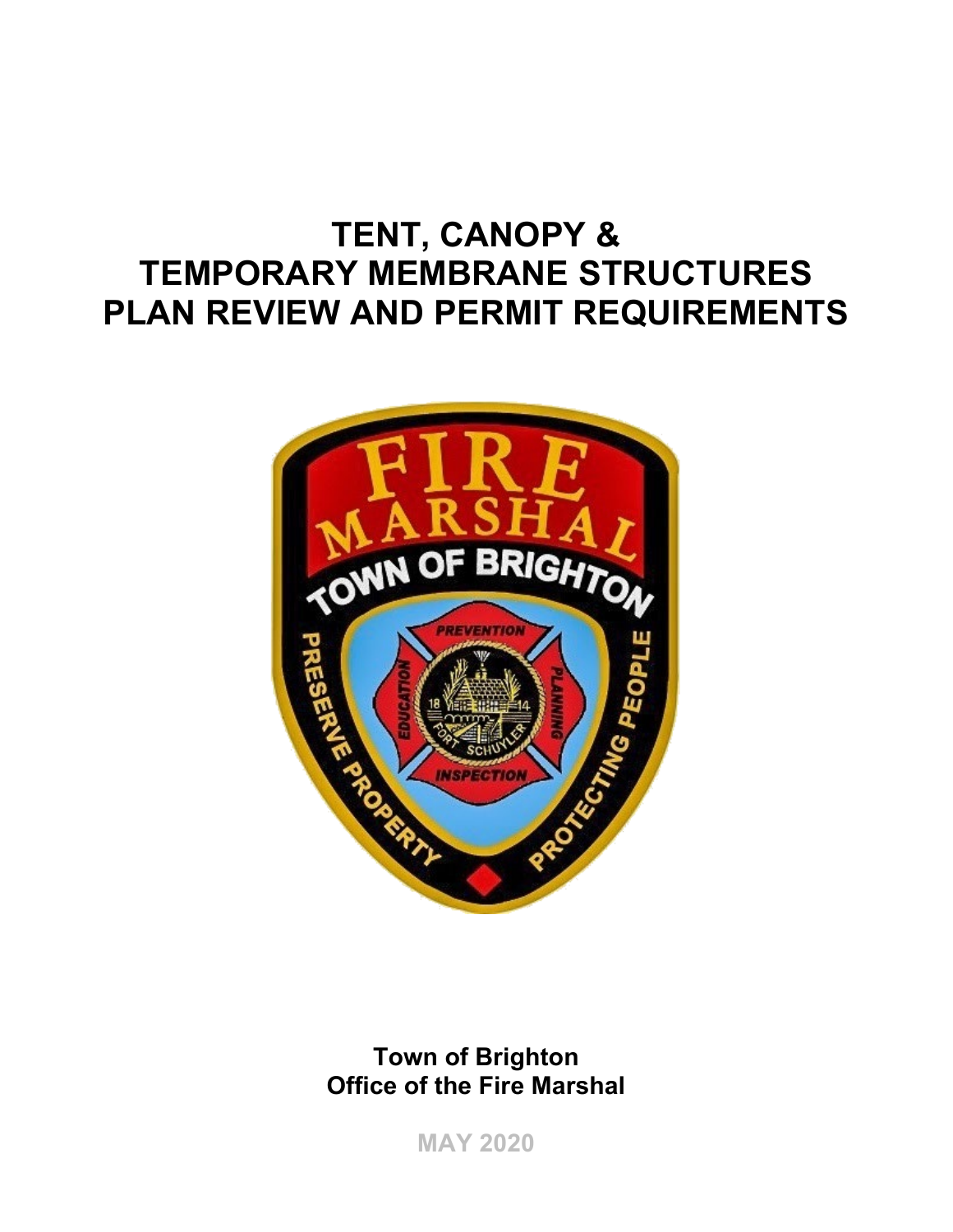# TENT, CANOPY & TEMPORARY MEMBRANE STRUCTURES PLAN REVIEW AND PERMIT REQUIREMENTS

**Town of Brighton**
**Office of the Fire Marshal**

MAY 2020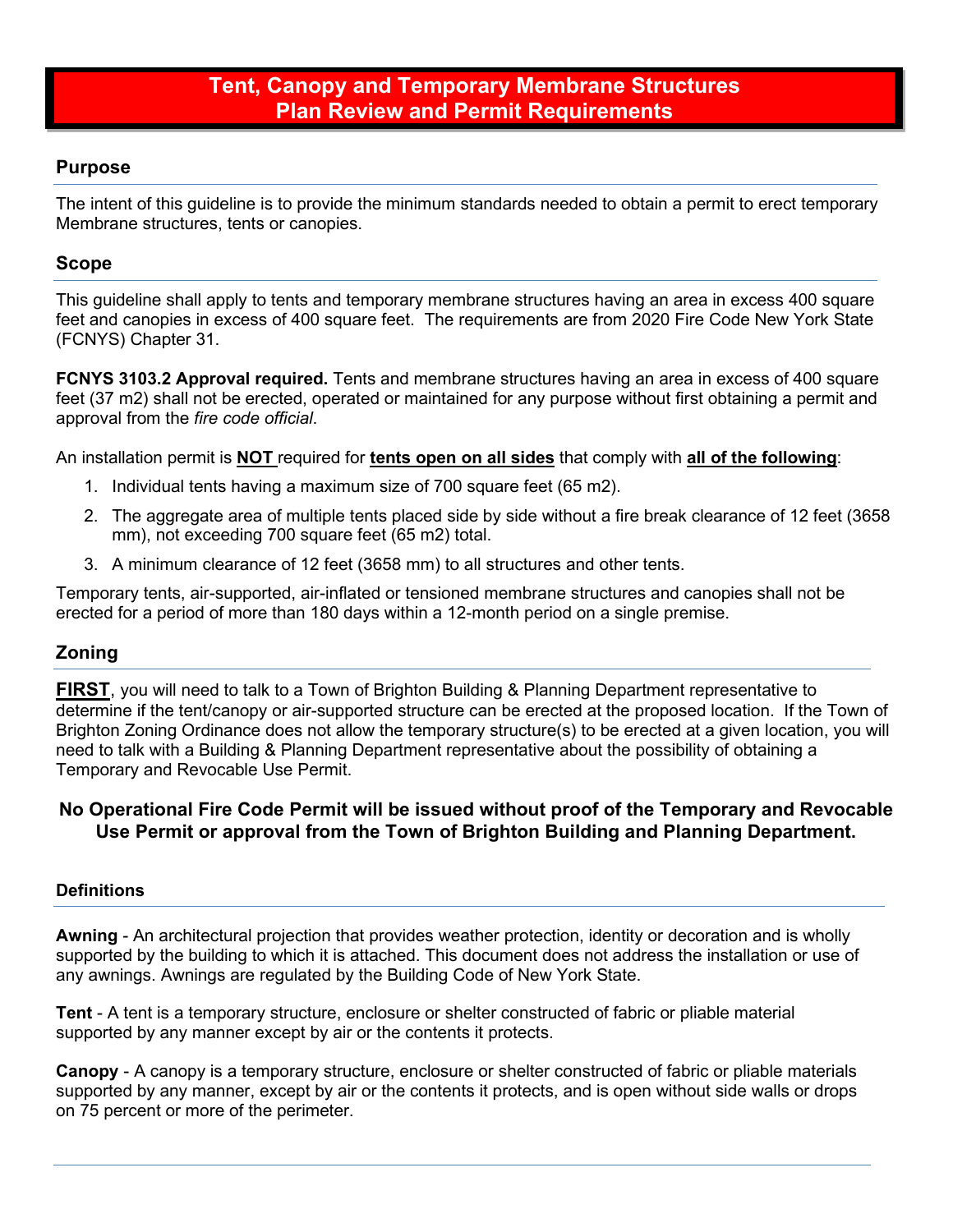# Tent, Canopy and Temporary Membrane Structures Plan Review and Permit Requirements

## Purpose

The intent of this guideline is to provide the minimum standards needed to obtain a permit to erect temporary Membrane structures, tents or canopies.

## Scope

This guideline shall apply to tents and temporary membrane structures having an area in excess 400 square feet and canopies in excess of 400 square feet. The requirements are from 2020 Fire Code New York State (FCNYS) Chapter 31.

**FCNYS 3103.2 Approval required.** Tents and membrane structures having an area in excess of 400 square feet (37 m2) shall not be erected, operated or maintained for any purpose without first obtaining a permit and approval from the *fire code official*.

An installation permit is **NOT** required for **tents open on all sides** that comply with **all of the following**:

1. Individual tents having a maximum size of 700 square feet (65 m2).
2. The aggregate area of multiple tents placed side by side without a fire break clearance of 12 feet (3658 mm), not exceeding 700 square feet (65 m2) total.
3. A minimum clearance of 12 feet (3658 mm) to all structures and other tents.

Temporary tents, air-supported, air-inflated or tensioned membrane structures and canopies shall not be erected for a period of more than 180 days within a 12-month period on a single premise.

## Zoning

**FIRST**, you will need to talk to a Town of Brighton Building & Planning Department representative to determine if the tent/canopy or air-supported structure can be erected at the proposed location. If the Town of Brighton Zoning Ordinance does not allow the temporary structure(s) to be erected at a given location, you will need to talk with a Building & Planning Department representative about the possibility of obtaining a Temporary and Revocable Use Permit.

**No Operational Fire Code Permit will be issued without proof of the Temporary and Revocable Use Permit or approval from the Town of Brighton Building and Planning Department.**

### Definitions

**Awning** - An architectural projection that provides weather protection, identity or decoration and is wholly supported by the building to which it is attached. This document does not address the installation or use of any awnings. Awnings are regulated by the Building Code of New York State.

**Tent** - A tent is a temporary structure, enclosure or shelter constructed of fabric or pliable material supported by any manner except by air or the contents it protects.

**Canopy** - A canopy is a temporary structure, enclosure or shelter constructed of fabric or pliable materials supported by any manner, except by air or the contents it protects, and is open without side walls or drops on 75 percent or more of the perimeter.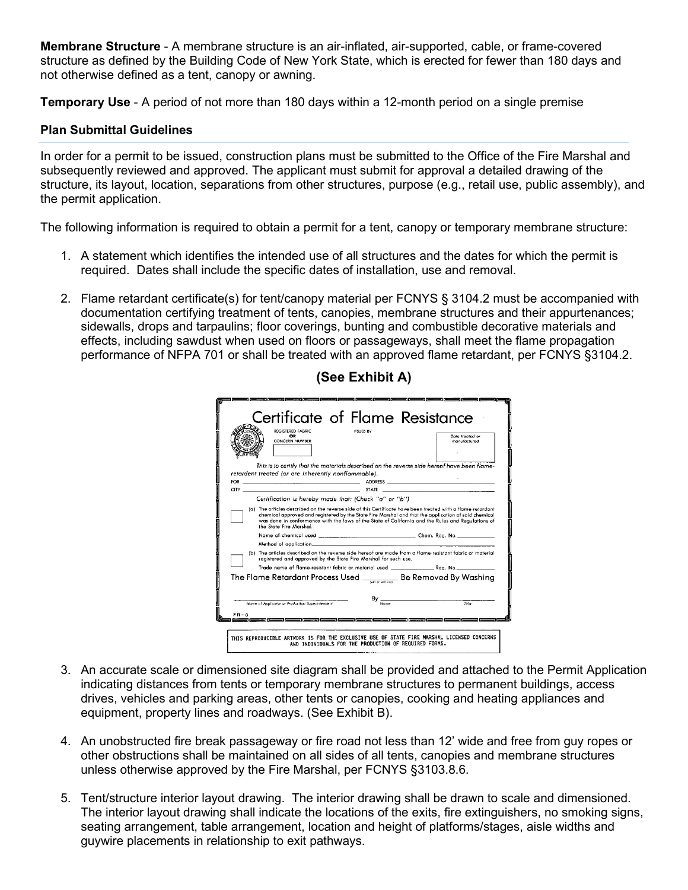**Membrane Structure** - A membrane structure is an air-inflated, air-supported, cable, or frame-covered structure as defined by the Building Code of New York State, which is erected for fewer than 180 days and not otherwise defined as a tent, canopy or awning.

**Temporary Use** - A period of not more than 180 days within a 12-month period on a single premise

### Plan Submittal Guidelines

In order for a permit to be issued, construction plans must be submitted to the Office of the Fire Marshal and subsequently reviewed and approved. The applicant must submit for approval a detailed drawing of the structure, its layout, location, separations from other structures, purpose (e.g., retail use, public assembly), and the permit application.

The following information is required to obtain a permit for a tent, canopy or temporary membrane structure:

1. A statement which identifies the intended use of all structures and the dates for which the permit is required. Dates shall include the specific dates of installation, use and removal.

2. Flame retardant certificate(s) for tent/canopy material per FCNYS § 3104.2 must be accompanied with documentation certifying treatment of tents, canopies, membrane structures and their appurtenances; sidewalls, drops and tarpaulins; floor coverings, bunting and combustible decorative materials and effects, including sawdust when used on floors or passageways, shall meet the flame propagation performance of NFPA 701 or shall be treated with an approved flame retardant, per FCNYS §3104.2.

**(See Exhibit A)**

Certificate of Flame Resistance

REGISTERED FABRIC OR CONCERN NUMBER | ISSUED BY | Date treated or manufactured

This is to certify that the materials described on the reverse side hereof have been flame-retardant treated (or are inherently nonflammable).

FOR ______ ADDRESS ______
CITY ______ STATE ______

Certification is hereby made that: (Check "a" or "b")

(a) The articles described on the reverse side of this Certificate have been treated with a flame-retardant chemical approved and registered by the State Fire Marshal and that the application of said chemical was done in conformance with the laws of the State of California and the Rules and Regulations of the State Fire Marshal.

Name of chemical used ______ Chem. Reg. No. ______
Method of application ______

(b) The articles described on the reverse side hereof are made from a flame-resistant fabric or material registered and approved by the State Fire Marshal for such use.

Trade name of flame-resistant fabric or material used ______ Reg. No. ______

The Flame Retardant Process Used ______ (will or will not) Be Removed By Washing

Name of Applicator or Production Superintendent ______ By ______ Name ______ Title

FR-3

THIS REPRODUCIBLE ARTWORK IS FOR THE EXCLUSIVE USE OF STATE FIRE MARSHAL LICENSED CONCERNS AND INDIVIDUALS FOR THE PRODUCTION OF REQUIRED FORMS.

3. An accurate scale or dimensioned site diagram shall be provided and attached to the Permit Application indicating distances from tents or temporary membrane structures to permanent buildings, access drives, vehicles and parking areas, other tents or canopies, cooking and heating appliances and equipment, property lines and roadways. (See Exhibit B).

4. An unobstructed fire break passageway or fire road not less than 12' wide and free from guy ropes or other obstructions shall be maintained on all sides of all tents, canopies and membrane structures unless otherwise approved by the Fire Marshal, per FCNYS §3103.8.6.

5. Tent/structure interior layout drawing. The interior drawing shall be drawn to scale and dimensioned. The interior layout drawing shall indicate the locations of the exits, fire extinguishers, no smoking signs, seating arrangement, table arrangement, location and height of platforms/stages, aisle widths and guywire placements in relationship to exit pathways.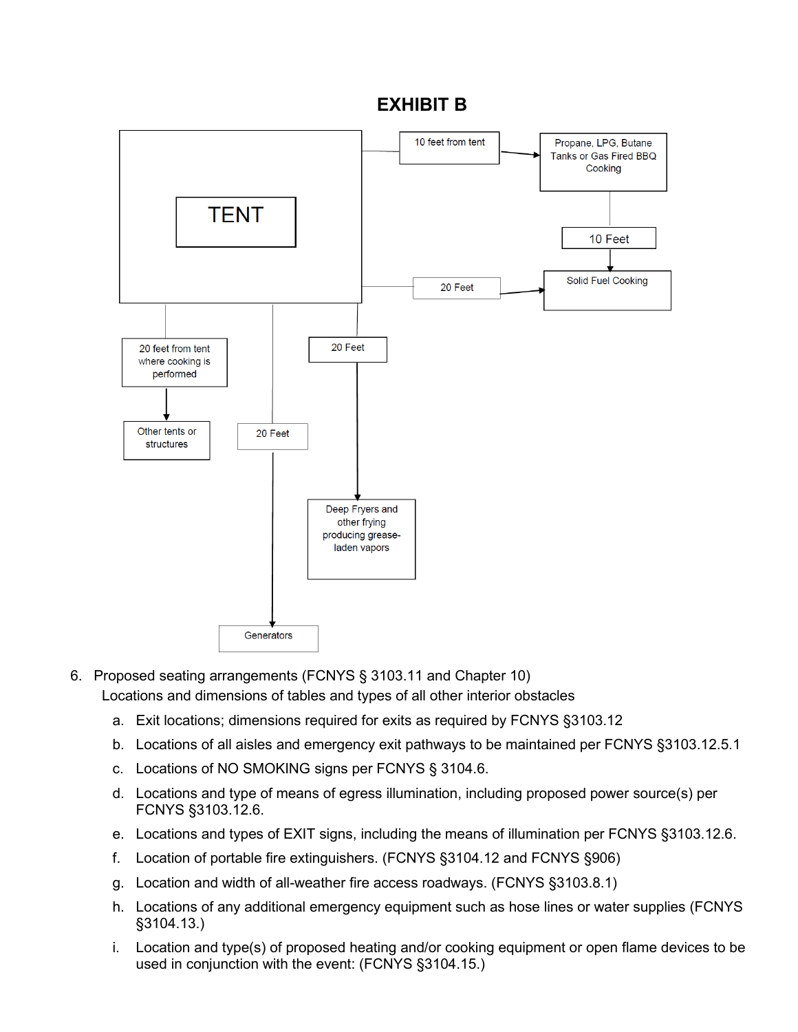# EXHIBIT B

TENT

10 feet from tent → Propane, LPG, Butane Tanks or Gas Fired BBQ Cooking

10 Feet → Solid Fuel Cooking

20 Feet → Solid Fuel Cooking

20 feet from tent where cooking is performed → Other tents or structures

20 Feet → Generators

20 Feet → Deep Fryers and other frying producing grease-laden vapors

6. Proposed seating arrangements (FCNYS § 3103.11 and Chapter 10)
   Locations and dimensions of tables and types of all other interior obstacles
   a. Exit locations; dimensions required for exits as required by FCNYS §3103.12
   b. Locations of all aisles and emergency exit pathways to be maintained per FCNYS §3103.12.5.1
   c. Locations of NO SMOKING signs per FCNYS § 3104.6.
   d. Locations and type of means of egress illumination, including proposed power source(s) per FCNYS §3103.12.6.
   e. Locations and types of EXIT signs, including the means of illumination per FCNYS §3103.12.6.
   f. Location of portable fire extinguishers. (FCNYS §3104.12 and FCNYS §906)
   g. Location and width of all-weather fire access roadways. (FCNYS §3103.8.1)
   h. Locations of any additional emergency equipment such as hose lines or water supplies (FCNYS §3104.13.)
   i. Location and type(s) of proposed heating and/or cooking equipment or open flame devices to be used in conjunction with the event: (FCNYS §3104.15.)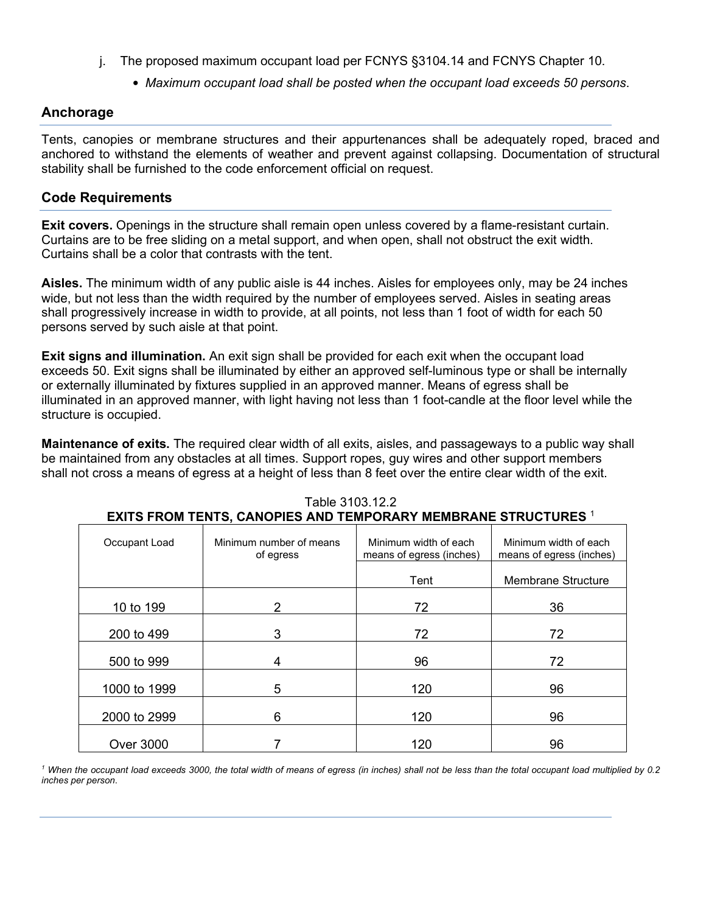j. The proposed maximum occupant load per FCNYS §3104.14 and FCNYS Chapter 10.
   - *Maximum occupant load shall be posted when the occupant load exceeds 50 persons*.

## Anchorage

Tents, canopies or membrane structures and their appurtenances shall be adequately roped, braced and anchored to withstand the elements of weather and prevent against collapsing. Documentation of structural stability shall be furnished to the code enforcement official on request.

## Code Requirements

**Exit covers.** Openings in the structure shall remain open unless covered by a flame-resistant curtain. Curtains are to be free sliding on a metal support, and when open, shall not obstruct the exit width. Curtains shall be a color that contrasts with the tent.

**Aisles.** The minimum width of any public aisle is 44 inches. Aisles for employees only, may be 24 inches wide, but not less than the width required by the number of employees served. Aisles in seating areas shall progressively increase in width to provide, at all points, not less than 1 foot of width for each 50 persons served by such aisle at that point.

**Exit signs and illumination.** An exit sign shall be provided for each exit when the occupant load exceeds 50. Exit signs shall be illuminated by either an approved self-luminous type or shall be internally or externally illuminated by fixtures supplied in an approved manner. Means of egress shall be illuminated in an approved manner, with light having not less than 1 foot-candle at the floor level while the structure is occupied.

**Maintenance of exits.** The required clear width of all exits, aisles, and passageways to a public way shall be maintained from any obstacles at all times. Support ropes, guy wires and other support members shall not cross a means of egress at a height of less than 8 feet over the entire clear width of the exit.

Table 3103.12.2
**EXITS FROM TENTS, CANOPIES AND TEMPORARY MEMBRANE STRUCTURES** [1]

| Occupant Load | Minimum number of means of egress | Minimum width of each means of egress (inches) | Minimum width of each means of egress (inches) |
|---|---|---|---|
| | | Tent | Membrane Structure |
| 10 to 199 | 2 | 72 | 36 |
| 200 to 499 | 3 | 72 | 72 |
| 500 to 999 | 4 | 96 | 72 |
| 1000 to 1999 | 5 | 120 | 96 |
| 2000 to 2999 | 6 | 120 | 96 |
| Over 3000 | 7 | 120 | 96 |

*[1] When the occupant load exceeds 3000, the total width of means of egress (in inches) shall not be less than the total occupant load multiplied by 0.2 inches per person.*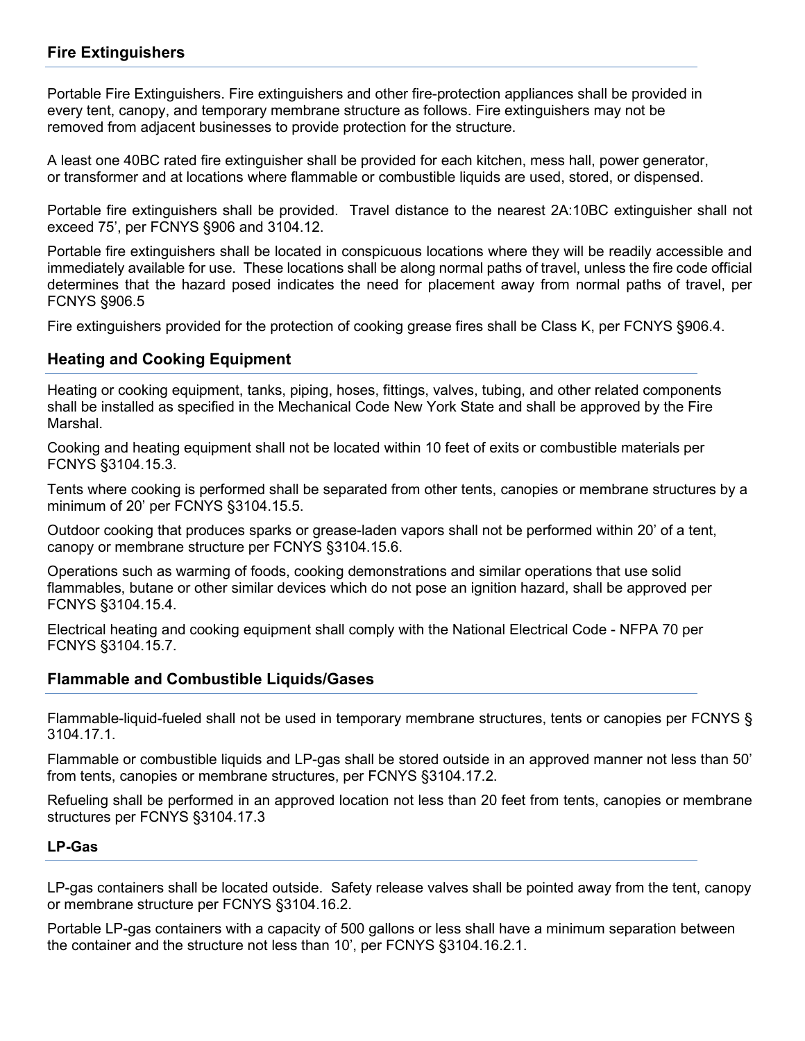## Fire Extinguishers

Portable Fire Extinguishers. Fire extinguishers and other fire-protection appliances shall be provided in every tent, canopy, and temporary membrane structure as follows. Fire extinguishers may not be removed from adjacent businesses to provide protection for the structure.

A least one 40BC rated fire extinguisher shall be provided for each kitchen, mess hall, power generator, or transformer and at locations where flammable or combustible liquids are used, stored, or dispensed.

Portable fire extinguishers shall be provided. Travel distance to the nearest 2A:10BC extinguisher shall not exceed 75', per FCNYS §906 and 3104.12.

Portable fire extinguishers shall be located in conspicuous locations where they will be readily accessible and immediately available for use. These locations shall be along normal paths of travel, unless the fire code official determines that the hazard posed indicates the need for placement away from normal paths of travel, per FCNYS §906.5

Fire extinguishers provided for the protection of cooking grease fires shall be Class K, per FCNYS §906.4.

## Heating and Cooking Equipment

Heating or cooking equipment, tanks, piping, hoses, fittings, valves, tubing, and other related components shall be installed as specified in the Mechanical Code New York State and shall be approved by the Fire Marshal.

Cooking and heating equipment shall not be located within 10 feet of exits or combustible materials per FCNYS §3104.15.3.

Tents where cooking is performed shall be separated from other tents, canopies or membrane structures by a minimum of 20' per FCNYS §3104.15.5.

Outdoor cooking that produces sparks or grease-laden vapors shall not be performed within 20' of a tent, canopy or membrane structure per FCNYS §3104.15.6.

Operations such as warming of foods, cooking demonstrations and similar operations that use solid flammables, butane or other similar devices which do not pose an ignition hazard, shall be approved per FCNYS §3104.15.4.

Electrical heating and cooking equipment shall comply with the National Electrical Code - NFPA 70 per FCNYS §3104.15.7.

## Flammable and Combustible Liquids/Gases

Flammable-liquid-fueled shall not be used in temporary membrane structures, tents or canopies per FCNYS § 3104.17.1.

Flammable or combustible liquids and LP-gas shall be stored outside in an approved manner not less than 50' from tents, canopies or membrane structures, per FCNYS §3104.17.2.

Refueling shall be performed in an approved location not less than 20 feet from tents, canopies or membrane structures per FCNYS §3104.17.3

### LP-Gas

LP-gas containers shall be located outside. Safety release valves shall be pointed away from the tent, canopy or membrane structure per FCNYS §3104.16.2.

Portable LP-gas containers with a capacity of 500 gallons or less shall have a minimum separation between the container and the structure not less than 10', per FCNYS §3104.16.2.1.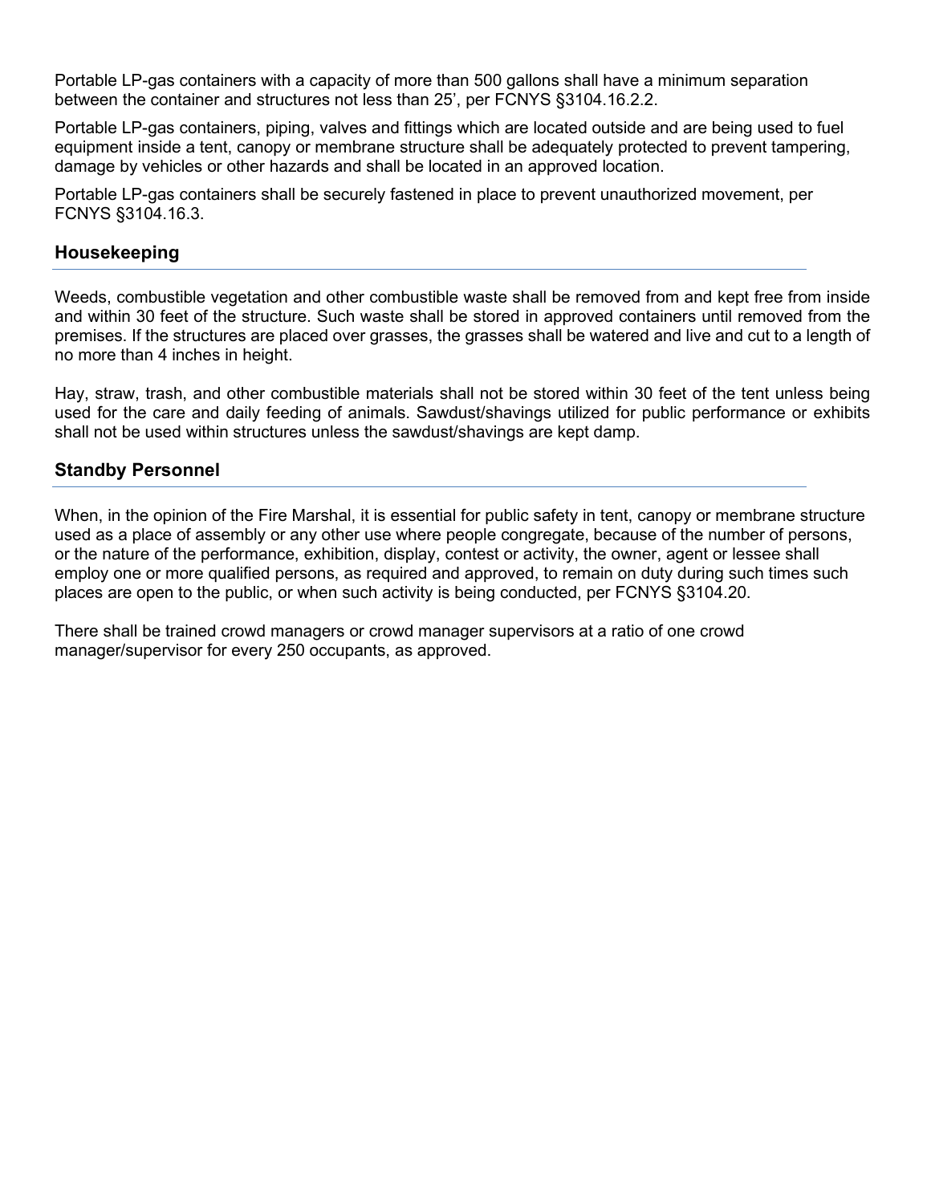Portable LP-gas containers with a capacity of more than 500 gallons shall have a minimum separation between the container and structures not less than 25', per FCNYS §3104.16.2.2.

Portable LP-gas containers, piping, valves and fittings which are located outside and are being used to fuel equipment inside a tent, canopy or membrane structure shall be adequately protected to prevent tampering, damage by vehicles or other hazards and shall be located in an approved location.

Portable LP-gas containers shall be securely fastened in place to prevent unauthorized movement, per FCNYS §3104.16.3.

### Housekeeping

Weeds, combustible vegetation and other combustible waste shall be removed from and kept free from inside and within 30 feet of the structure. Such waste shall be stored in approved containers until removed from the premises. If the structures are placed over grasses, the grasses shall be watered and live and cut to a length of no more than 4 inches in height.

Hay, straw, trash, and other combustible materials shall not be stored within 30 feet of the tent unless being used for the care and daily feeding of animals. Sawdust/shavings utilized for public performance or exhibits shall not be used within structures unless the sawdust/shavings are kept damp.

### Standby Personnel

When, in the opinion of the Fire Marshal, it is essential for public safety in tent, canopy or membrane structure used as a place of assembly or any other use where people congregate, because of the number of persons, or the nature of the performance, exhibition, display, contest or activity, the owner, agent or lessee shall employ one or more qualified persons, as required and approved, to remain on duty during such times such places are open to the public, or when such activity is being conducted, per FCNYS §3104.20.

There shall be trained crowd managers or crowd manager supervisors at a ratio of one crowd manager/supervisor for every 250 occupants, as approved.